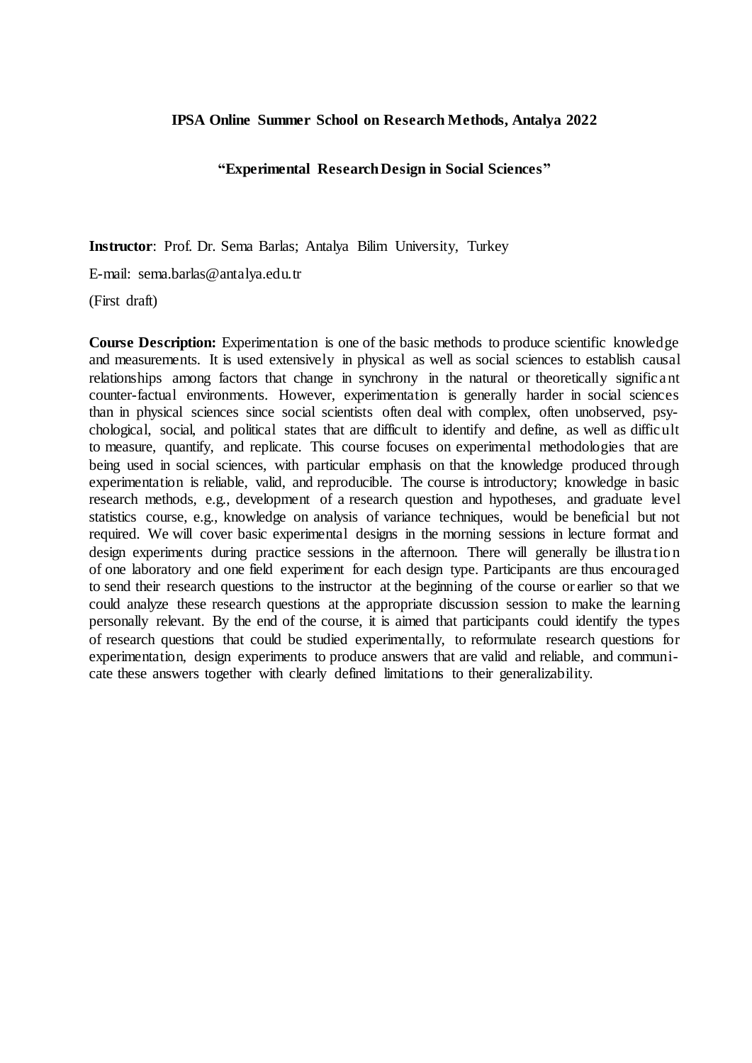**IPSA Online Summer School on Research Methods, Antalya 2022**

**"Experimental Research Design in Social Sciences"**

**Instructor**: Prof. Dr. Sema Barlas; Antalya Bilim University, Turkey

E-mail: sema.barlas@antalya.edu.tr

(First draft)

**Course Description:** Experimentation is one of the basic methods to produce scientific knowledge and measurements. It is used extensively in physical as well as social sciences to establish causal relationships among factors that change in synchrony in the natural or theoretically significant counter-factual environments. However, experimentation is generally harder in social sciences than in physical sciences since social scientists often deal with complex, often unobserved, psychological, social, and political states that are difficult to identify and define, as well as difficult to measure, quantify, and replicate. This course focuses on experimental methodologies that are being used in social sciences, with particular emphasis on that the knowledge produced through experimentation is reliable, valid, and reproducible. The course is introductory; knowledge in basic research methods, e.g., development of a research question and hypotheses, and graduate level statistics course, e.g., knowledge on analysis of variance techniques, would be beneficial but not required. We will cover basic experimental designs in the morning sessions in lecture format and design experiments during practice sessions in the afternoon. There will generally be illustration of one laboratory and one field experiment for each design type. Participants are thus encouraged to send their research questions to the instructor at the beginning of the course or earlier so that we could analyze these research questions at the appropriate discussion session to make the learning personally relevant. By the end of the course, it is aimed that participants could identify the types of research questions that could be studied experimentally, to reformulate research questions for experimentation, design experiments to produce answers that are valid and reliable, and communicate these answers together with clearly defined limitations to their generalizability.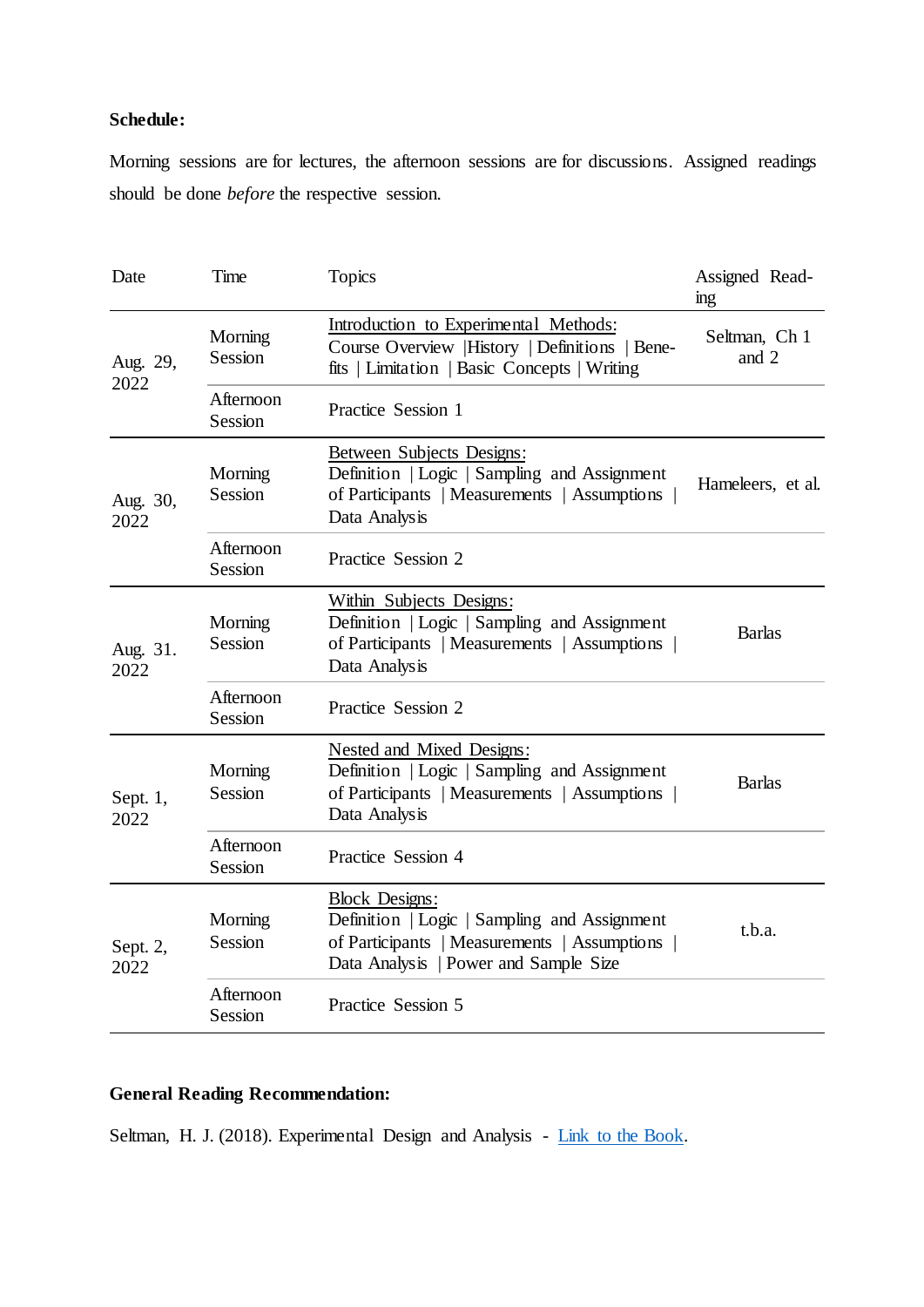**Schedule:**

Morning sessions are for lectures, the afternoon sessions are for discussions. Assigned readings should be done *before* the respective session.

| Date | Time | Topics | Assigned Reading |
|---|---|---|---|
| Aug. 29, 2022 | Morning Session | Introduction to Experimental Methods: Course Overview \|History \| Definitions \| Benefits \| Limitation \| Basic Concepts \| Writing | Seltman, Ch 1 and 2 |
| | Afternoon Session | Practice Session 1 | |
| Aug. 30, 2022 | Morning Session | Between Subjects Designs: Definition \| Logic \| Sampling and Assignment of Participants \| Measurements \| Assumptions \| Data Analysis | Hameleers, et al. |
| | Afternoon Session | Practice Session 2 | |
| Aug. 31. 2022 | Morning Session | Within Subjects Designs: Definition \| Logic \| Sampling and Assignment of Participants \| Measurements \| Assumptions \| Data Analysis | Barlas |
| | Afternoon Session | Practice Session 2 | |
| Sept. 1, 2022 | Morning Session | Nested and Mixed Designs: Definition \| Logic \| Sampling and Assignment of Participants \| Measurements \| Assumptions \| Data Analysis | Barlas |
| | Afternoon Session | Practice Session 4 | |
| Sept. 2, 2022 | Morning Session | Block Designs: Definition \| Logic \| Sampling and Assignment of Participants \| Measurements \| Assumptions \| Data Analysis \| Power and Sample Size | t.b.a. |
| | Afternoon Session | Practice Session 5 | |

**General Reading Recommendation:**

Seltman, H. J. (2018). Experimental Design and Analysis - Link to the Book.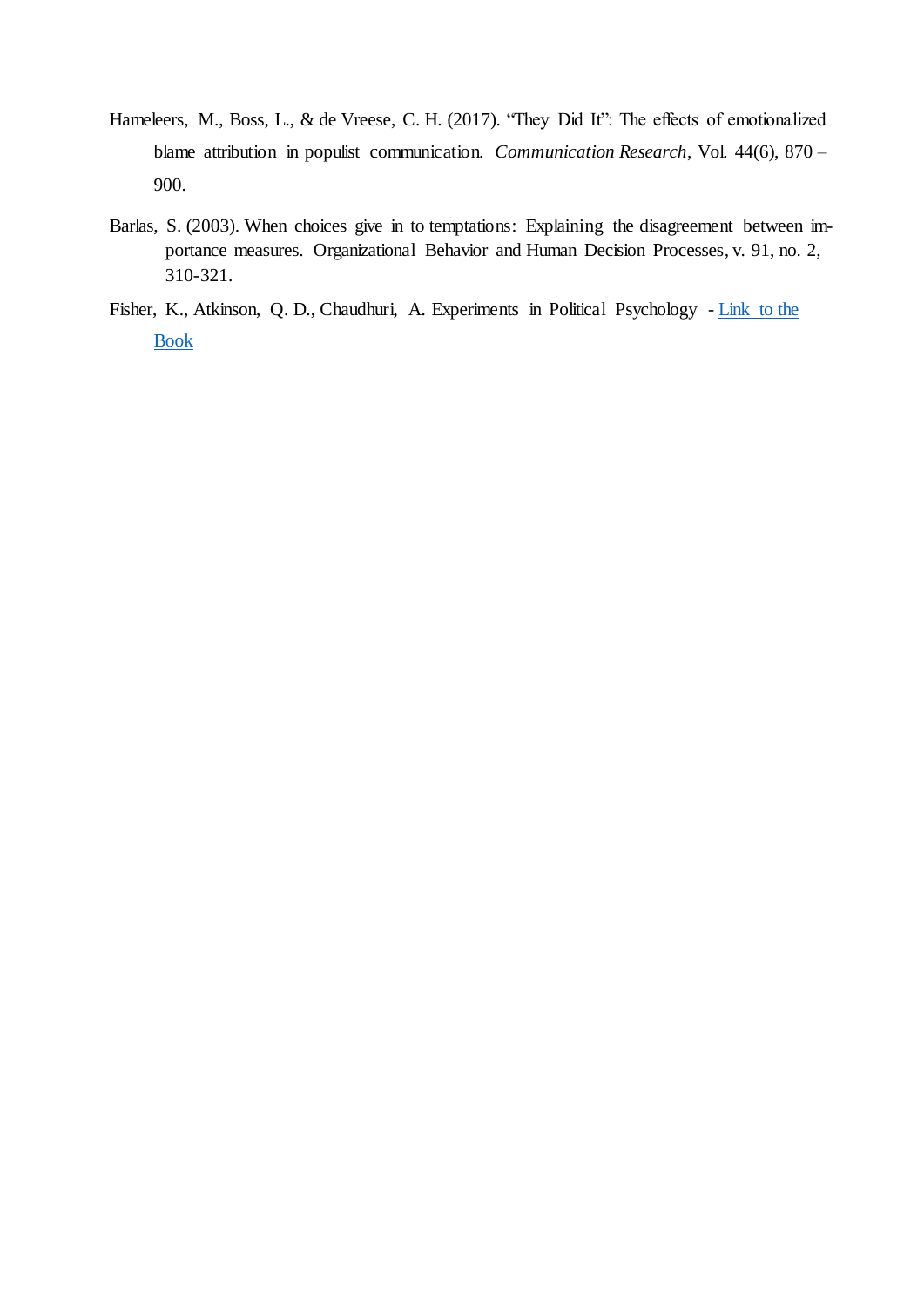Hameleers, M., Boss, L., & de Vreese, C. H. (2017). "They Did It": The effects of emotionalized blame attribution in populist communication. *Communication Research*, Vol. 44(6), 870 – 900.

Barlas, S. (2003). When choices give in to temptations: Explaining the disagreement between importance measures. Organizational Behavior and Human Decision Processes, v. 91, no. 2, 310-321.

Fisher, K., Atkinson, Q. D., Chaudhuri, A. Experiments in Political Psychology - Link to the Book